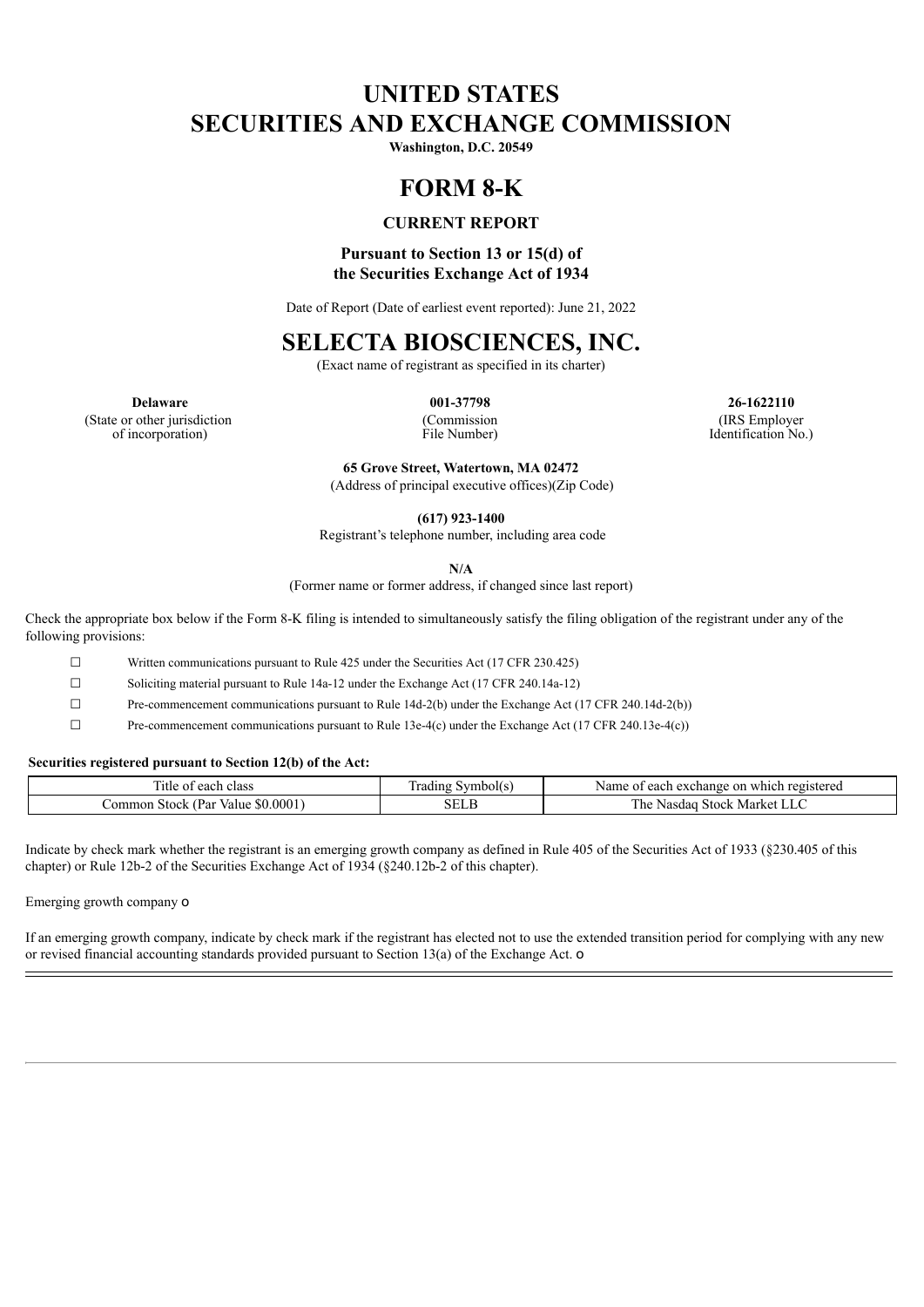# UNITED STATES
# SECURITIES AND EXCHANGE COMMISSION

**Washington, D.C. 20549**

# FORM 8-K

### CURRENT REPORT

**Pursuant to Section 13 or 15(d) of the Securities Exchange Act of 1934**

Date of Report (Date of earliest event reported): June 21, 2022

# SELECTA BIOSCIENCES, INC.

(Exact name of registrant as specified in its charter)

| **Delaware** | **001-37798** | **26-1622110** |
|---|---|---|
| (State or other jurisdiction of incorporation) | (Commission File Number) | (IRS Employer Identification No.) |

**65 Grove Street, Watertown, MA 02472**
(Address of principal executive offices)(Zip Code)

**(617) 923-1400**
Registrant's telephone number, including area code

**N/A**
(Former name or former address, if changed since last report)

Check the appropriate box below if the Form 8-K filing is intended to simultaneously satisfy the filing obligation of the registrant under any of the following provisions:

☐ Written communications pursuant to Rule 425 under the Securities Act (17 CFR 230.425)

☐ Soliciting material pursuant to Rule 14a-12 under the Exchange Act (17 CFR 240.14a-12)

☐ Pre-commencement communications pursuant to Rule 14d-2(b) under the Exchange Act (17 CFR 240.14d-2(b))

☐ Pre-commencement communications pursuant to Rule 13e-4(c) under the Exchange Act (17 CFR 240.13e-4(c))

**Securities registered pursuant to Section 12(b) of the Act:**

| Title of each class | Trading Symbol(s) | Name of each exchange on which registered |
|---|---|---|
| Common Stock (Par Value $0.0001) | SELB | The Nasdaq Stock Market LLC |

Indicate by check mark whether the registrant is an emerging growth company as defined in Rule 405 of the Securities Act of 1933 (§230.405 of this chapter) or Rule 12b-2 of the Securities Exchange Act of 1934 (§240.12b-2 of this chapter).

Emerging growth company o

If an emerging growth company, indicate by check mark if the registrant has elected not to use the extended transition period for complying with any new or revised financial accounting standards provided pursuant to Section 13(a) of the Exchange Act. o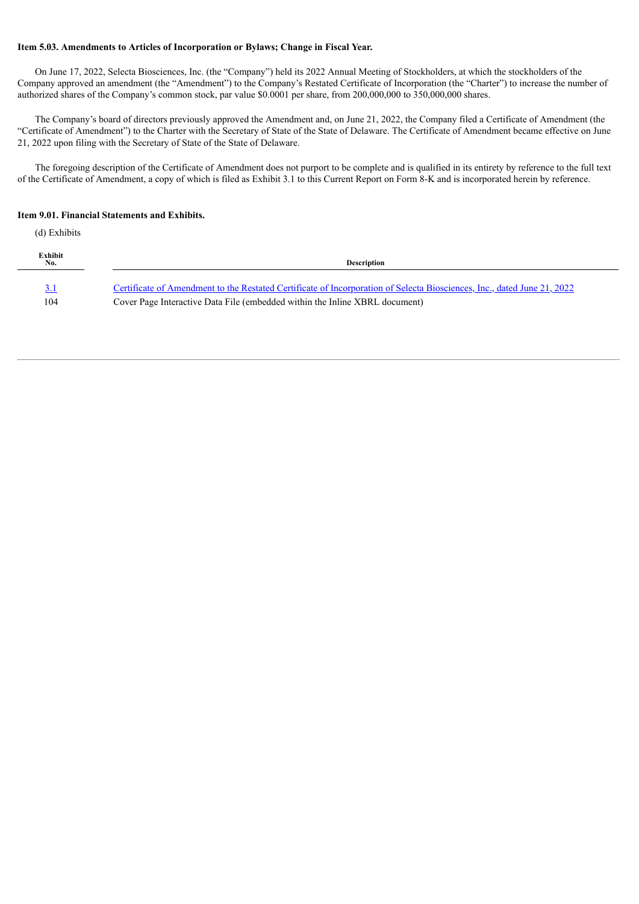**Item 5.03. Amendments to Articles of Incorporation or Bylaws; Change in Fiscal Year.**

On June 17, 2022, Selecta Biosciences, Inc. (the "Company") held its 2022 Annual Meeting of Stockholders, at which the stockholders of the Company approved an amendment (the "Amendment") to the Company's Restated Certificate of Incorporation (the "Charter") to increase the number of authorized shares of the Company's common stock, par value $0.0001 per share, from 200,000,000 to 350,000,000 shares.

The Company's board of directors previously approved the Amendment and, on June 21, 2022, the Company filed a Certificate of Amendment (the "Certificate of Amendment") to the Charter with the Secretary of State of the State of Delaware. The Certificate of Amendment became effective on June 21, 2022 upon filing with the Secretary of State of the State of Delaware.

The foregoing description of the Certificate of Amendment does not purport to be complete and is qualified in its entirety by reference to the full text of the Certificate of Amendment, a copy of which is filed as Exhibit 3.1 to this Current Report on Form 8-K and is incorporated herein by reference.

**Item 9.01. Financial Statements and Exhibits.**

(d) Exhibits

| Exhibit No. | Description |
|---|---|
| 3.1 | Certificate of Amendment to the Restated Certificate of Incorporation of Selecta Biosciences, Inc., dated June 21, 2022 |
| 104 | Cover Page Interactive Data File (embedded within the Inline XBRL document) |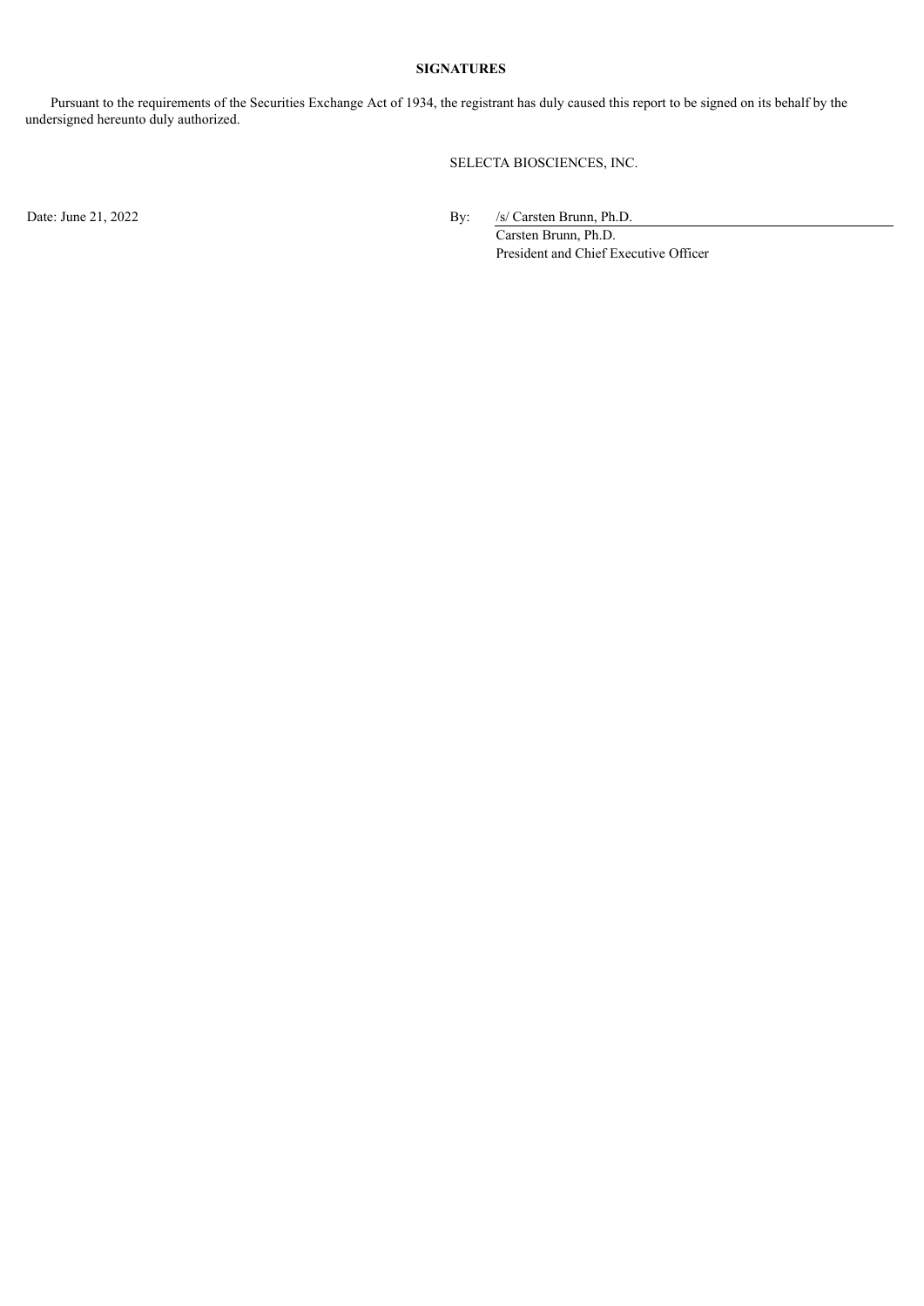## SIGNATURES

Pursuant to the requirements of the Securities Exchange Act of 1934, the registrant has duly caused this report to be signed on its behalf by the undersigned hereunto duly authorized.

SELECTA BIOSCIENCES, INC.

Date: June 21, 2022

By: /s/ Carsten Brunn, Ph.D.

Carsten Brunn, Ph.D.

President and Chief Executive Officer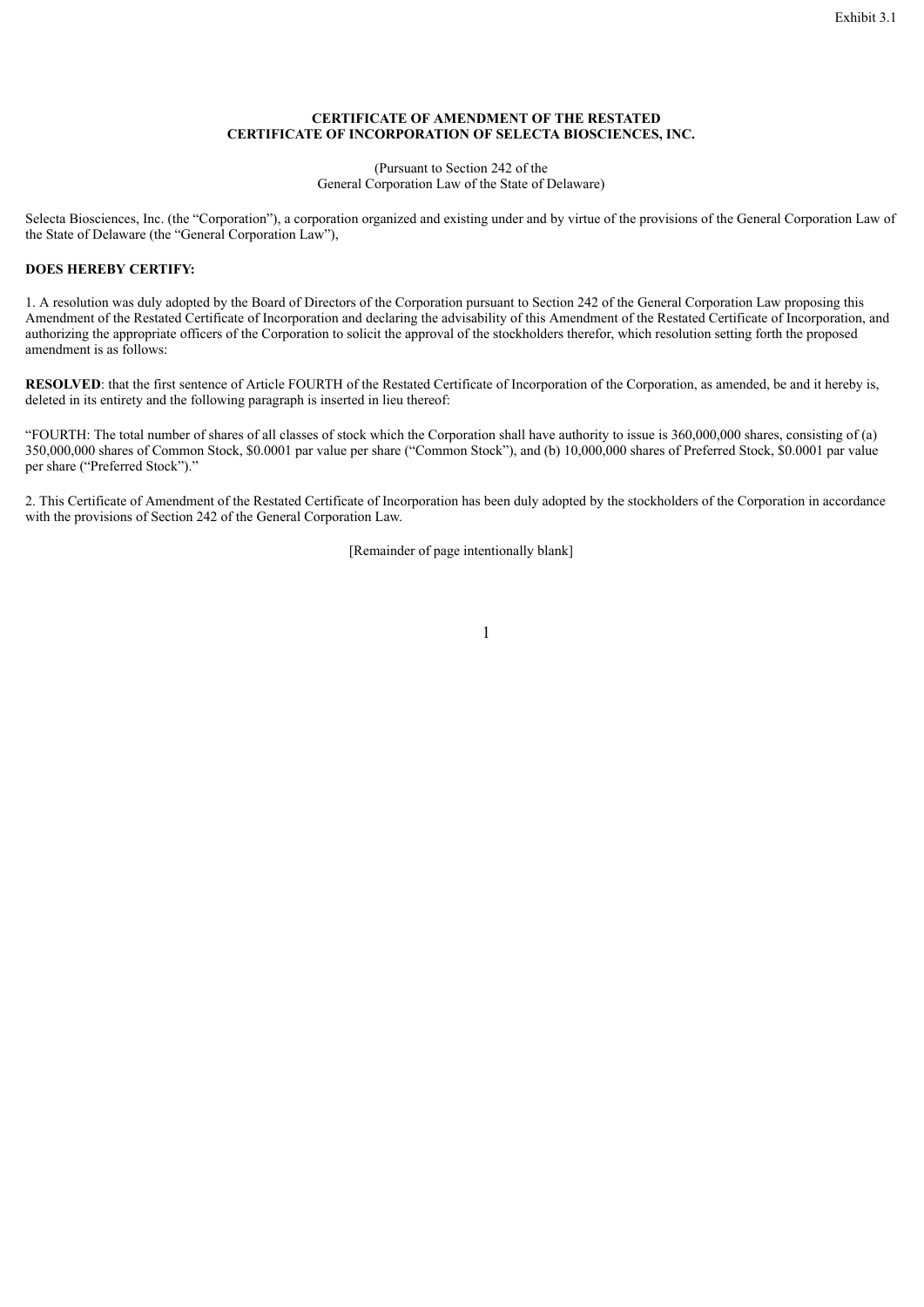Exhibit 3.1

**CERTIFICATE OF AMENDMENT OF THE RESTATED CERTIFICATE OF INCORPORATION OF SELECTA BIOSCIENCES, INC.**

(Pursuant to Section 242 of the General Corporation Law of the State of Delaware)

Selecta Biosciences, Inc. (the "Corporation"), a corporation organized and existing under and by virtue of the provisions of the General Corporation Law of the State of Delaware (the "General Corporation Law"),

**DOES HEREBY CERTIFY:**

1. A resolution was duly adopted by the Board of Directors of the Corporation pursuant to Section 242 of the General Corporation Law proposing this Amendment of the Restated Certificate of Incorporation and declaring the advisability of this Amendment of the Restated Certificate of Incorporation, and authorizing the appropriate officers of the Corporation to solicit the approval of the stockholders therefor, which resolution setting forth the proposed amendment is as follows:

**RESOLVED**: that the first sentence of Article FOURTH of the Restated Certificate of Incorporation of the Corporation, as amended, be and it hereby is, deleted in its entirety and the following paragraph is inserted in lieu thereof:

"FOURTH: The total number of shares of all classes of stock which the Corporation shall have authority to issue is 360,000,000 shares, consisting of (a) 350,000,000 shares of Common Stock, $0.0001 par value per share ("Common Stock"), and (b) 10,000,000 shares of Preferred Stock, $0.0001 par value per share ("Preferred Stock")."

2. This Certificate of Amendment of the Restated Certificate of Incorporation has been duly adopted by the stockholders of the Corporation in accordance with the provisions of Section 242 of the General Corporation Law.

[Remainder of page intentionally blank]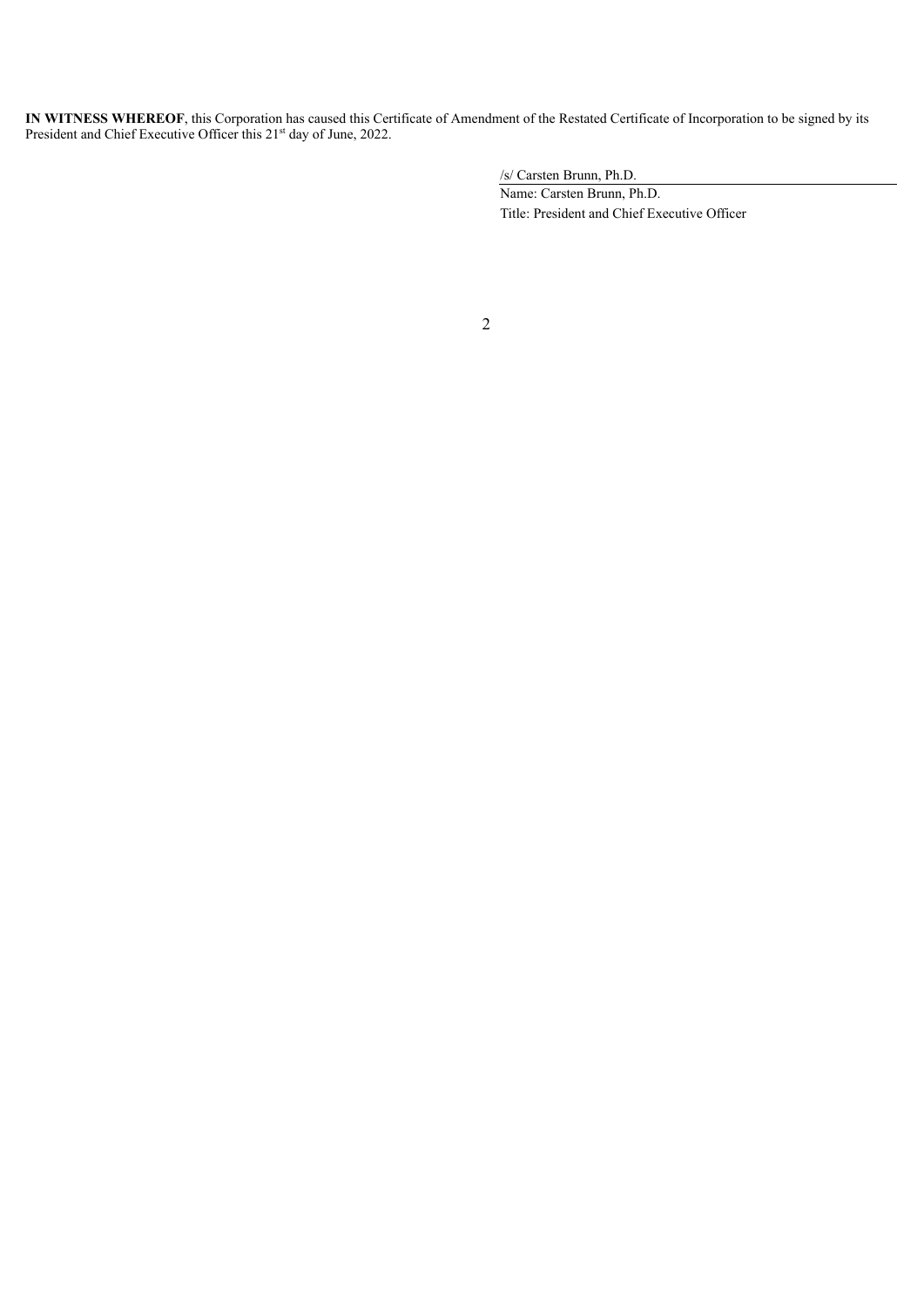**IN WITNESS WHEREOF**, this Corporation has caused this Certificate of Amendment of the Restated Certificate of Incorporation to be signed by its President and Chief Executive Officer this 21st day of June, 2022.

/s/ Carsten Brunn, Ph.D.
Name: Carsten Brunn, Ph.D.
Title: President and Chief Executive Officer